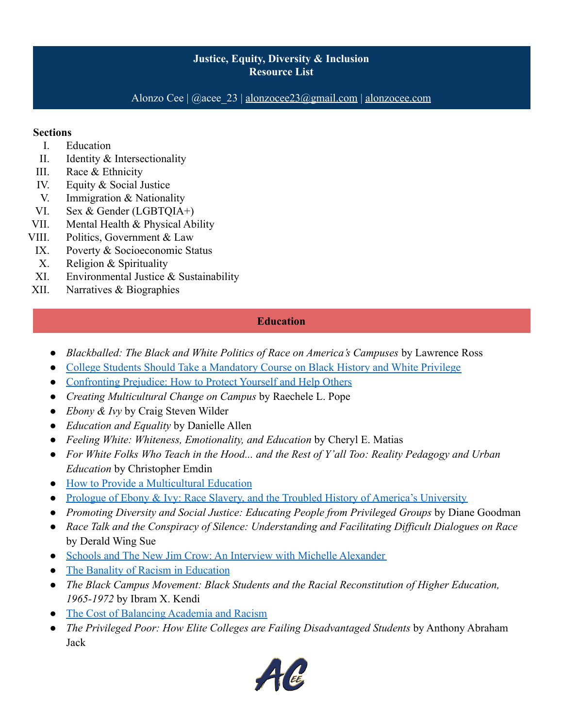# Justice, Equity, Diversity & Inclusion
# Resource List

Alonzo Cee | @acee_23 | alonzocee23@gmail.com | alonzocee.com

**Sections**

I. Education
II. Identity & Intersectionality
III. Race & Ethnicity
IV. Equity & Social Justice
V. Immigration & Nationality
VI. Sex & Gender (LGBTQIA+)
VII. Mental Health & Physical Ability
VIII. Politics, Government & Law
IX. Poverty & Socioeconomic Status
X. Religion & Spirituality
XI. Environmental Justice & Sustainability
XII. Narratives & Biographies

## Education

- *Blackballed: The Black and White Politics of Race on America's Campuses* by Lawrence Ross
- College Students Should Take a Mandatory Course on Black History and White Privilege
- Confronting Prejudice: How to Protect Yourself and Help Others
- *Creating Multicultural Change on Campus* by Raechele L. Pope
- *Ebony & Ivy* by Craig Steven Wilder
- *Education and Equality* by Danielle Allen
- *Feeling White: Whiteness, Emotionality, and Education* by Cheryl E. Matias
- *For White Folks Who Teach in the Hood... and the Rest of Y'all Too: Reality Pedagogy and Urban Education* by Christopher Emdin
- How to Provide a Multicultural Education
- Prologue of Ebony & Ivy: Race Slavery, and the Troubled History of America's University
- *Promoting Diversity and Social Justice: Educating People from Privileged Groups* by Diane Goodman
- *Race Talk and the Conspiracy of Silence: Understanding and Facilitating Difficult Dialogues on Race* by Derald Wing Sue
- Schools and The New Jim Crow: An Interview with Michelle Alexander
- The Banality of Racism in Education
- *The Black Campus Movement: Black Students and the Racial Reconstitution of Higher Education, 1965-1972* by Ibram X. Kendi
- The Cost of Balancing Academia and Racism
- *The Privileged Poor: How Elite Colleges are Failing Disadvantaged Students* by Anthony Abraham Jack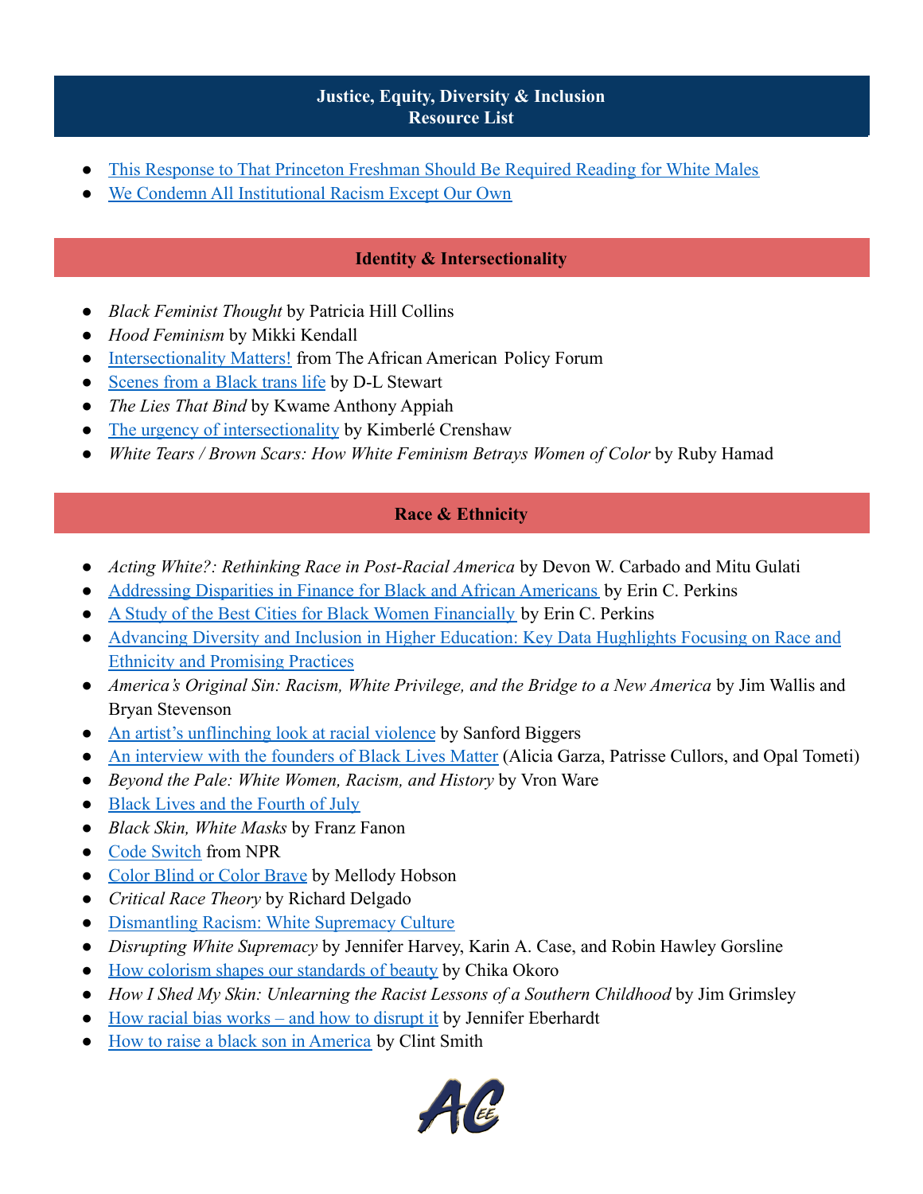## Justice, Equity, Diversity & Inclusion Resource List

- This Response to That Princeton Freshman Should Be Required Reading for White Males
- We Condemn All Institutional Racism Except Our Own

## Identity & Intersectionality

- *Black Feminist Thought* by Patricia Hill Collins
- *Hood Feminism* by Mikki Kendall
- Intersectionality Matters! from The African American Policy Forum
- Scenes from a Black trans life by D-L Stewart
- *The Lies That Bind* by Kwame Anthony Appiah
- The urgency of intersectionality by Kimberlé Crenshaw
- *White Tears / Brown Scars: How White Feminism Betrays Women of Color* by Ruby Hamad

## Race & Ethnicity

- *Acting White?: Rethinking Race in Post-Racial America* by Devon W. Carbado and Mitu Gulati
- Addressing Disparities in Finance for Black and African Americans by Erin C. Perkins
- A Study of the Best Cities for Black Women Financially by Erin C. Perkins
- Advancing Diversity and Inclusion in Higher Education: Key Data Hughlights Focusing on Race and Ethnicity and Promising Practices
- *America's Original Sin: Racism, White Privilege, and the Bridge to a New America* by Jim Wallis and Bryan Stevenson
- An artist's unflinching look at racial violence by Sanford Biggers
- An interview with the founders of Black Lives Matter (Alicia Garza, Patrisse Cullors, and Opal Tometi)
- *Beyond the Pale: White Women, Racism, and History* by Vron Ware
- Black Lives and the Fourth of July
- *Black Skin, White Masks* by Franz Fanon
- Code Switch from NPR
- Color Blind or Color Brave by Mellody Hobson
- *Critical Race Theory* by Richard Delgado
- Dismantling Racism: White Supremacy Culture
- *Disrupting White Supremacy* by Jennifer Harvey, Karin A. Case, and Robin Hawley Gorsline
- How colorism shapes our standards of beauty by Chika Okoro
- *How I Shed My Skin: Unlearning the Racist Lessons of a Southern Childhood* by Jim Grimsley
- How racial bias works – and how to disrupt it by Jennifer Eberhardt
- How to raise a black son in America by Clint Smith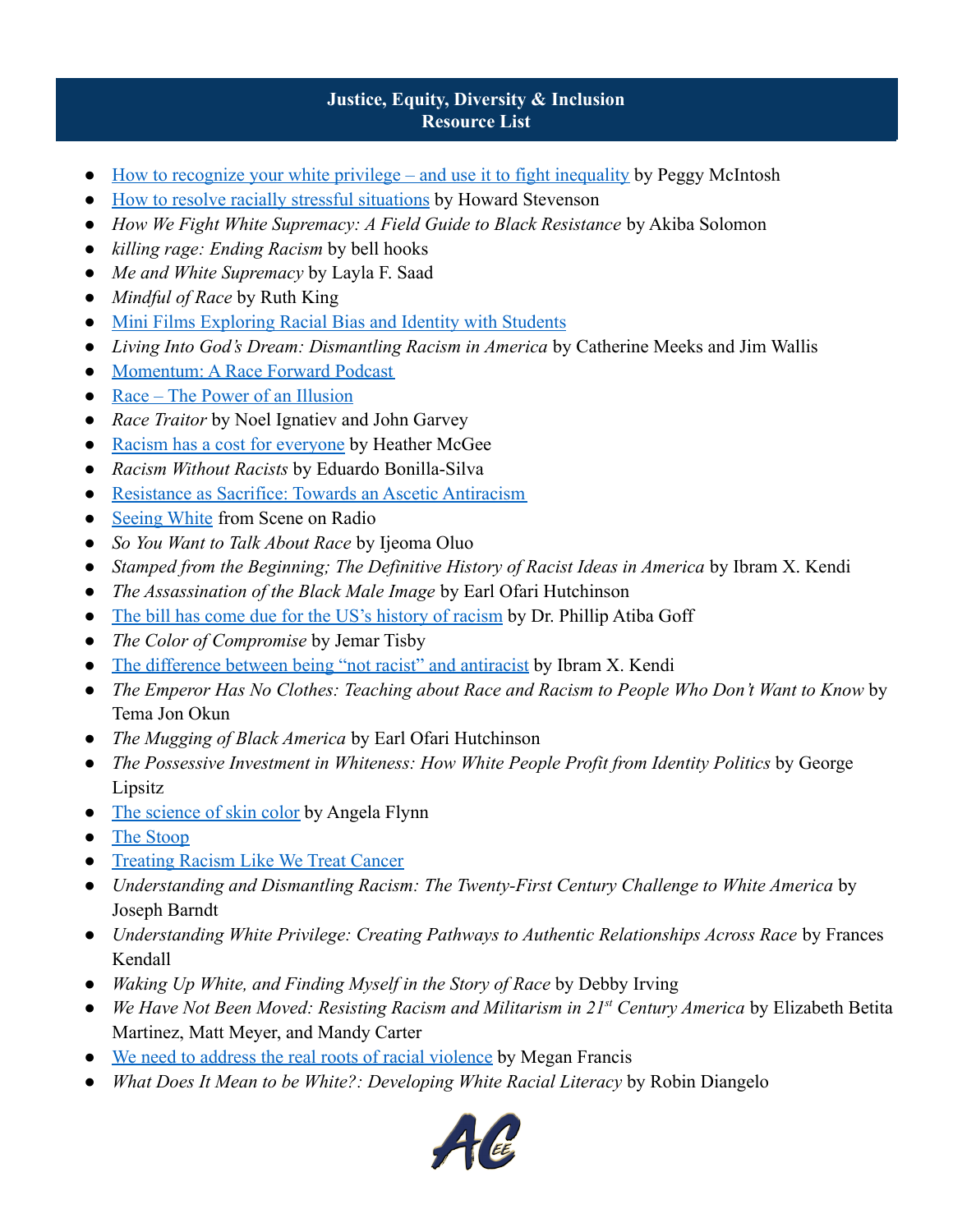**Justice, Equity, Diversity & Inclusion**
**Resource List**

- How to recognize your white privilege – and use it to fight inequality by Peggy McIntosh
- How to resolve racially stressful situations by Howard Stevenson
- *How We Fight White Supremacy: A Field Guide to Black Resistance* by Akiba Solomon
- *killing rage: Ending Racism* by bell hooks
- *Me and White Supremacy* by Layla F. Saad
- *Mindful of Race* by Ruth King
- Mini Films Exploring Racial Bias and Identity with Students
- *Living Into God's Dream: Dismantling Racism in America* by Catherine Meeks and Jim Wallis
- Momentum: A Race Forward Podcast
- Race – The Power of an Illusion
- *Race Traitor* by Noel Ignatiev and John Garvey
- Racism has a cost for everyone by Heather McGee
- *Racism Without Racists* by Eduardo Bonilla-Silva
- Resistance as Sacrifice: Towards an Ascetic Antiracism
- Seeing White from Scene on Radio
- *So You Want to Talk About Race* by Ijeoma Oluo
- *Stamped from the Beginning; The Definitive History of Racist Ideas in America* by Ibram X. Kendi
- *The Assassination of the Black Male Image* by Earl Ofari Hutchinson
- The bill has come due for the US's history of racism by Dr. Phillip Atiba Goff
- *The Color of Compromise* by Jemar Tisby
- The difference between being "not racist" and antiracist by Ibram X. Kendi
- *The Emperor Has No Clothes: Teaching about Race and Racism to People Who Don't Want to Know* by Tema Jon Okun
- *The Mugging of Black America* by Earl Ofari Hutchinson
- *The Possessive Investment in Whiteness: How White People Profit from Identity Politics* by George Lipsitz
- The science of skin color by Angela Flynn
- The Stoop
- Treating Racism Like We Treat Cancer
- *Understanding and Dismantling Racism: The Twenty-First Century Challenge to White America* by Joseph Barndt
- *Understanding White Privilege: Creating Pathways to Authentic Relationships Across Race* by Frances Kendall
- *Waking Up White, and Finding Myself in the Story of Race* by Debby Irving
- *We Have Not Been Moved: Resisting Racism and Militarism in 21st Century America* by Elizabeth Betita Martinez, Matt Meyer, and Mandy Carter
- We need to address the real roots of racial violence by Megan Francis
- *What Does It Mean to be White?: Developing White Racial Literacy* by Robin Diangelo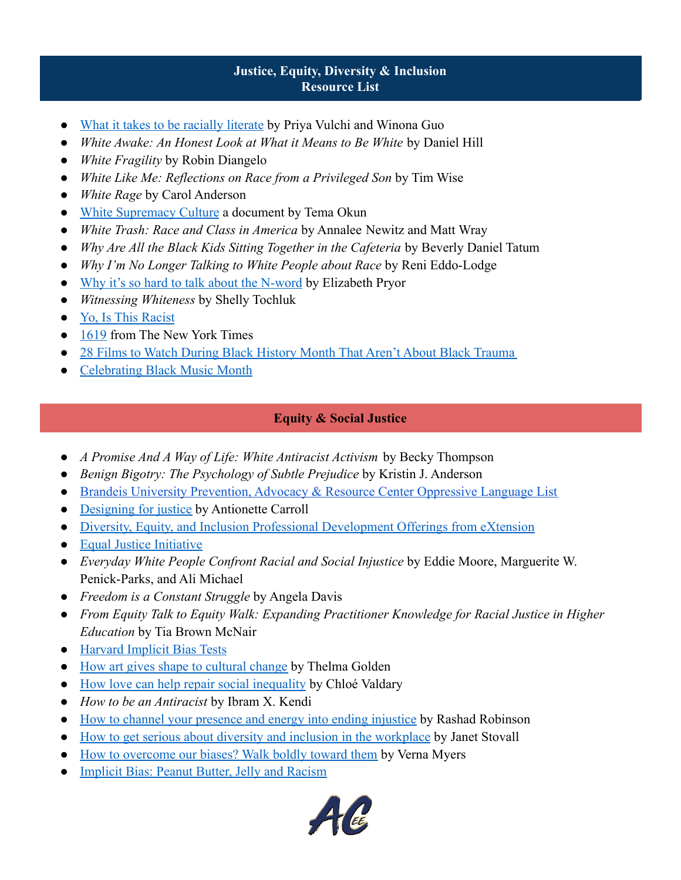## Justice, Equity, Diversity & Inclusion Resource List

- What it takes to be racially literate by Priya Vulchi and Winona Guo
- *White Awake: An Honest Look at What it Means to Be White* by Daniel Hill
- *White Fragility* by Robin Diangelo
- *White Like Me: Reflections on Race from a Privileged Son* by Tim Wise
- *White Rage* by Carol Anderson
- White Supremacy Culture a document by Tema Okun
- *White Trash: Race and Class in America* by Annalee Newitz and Matt Wray
- *Why Are All the Black Kids Sitting Together in the Cafeteria* by Beverly Daniel Tatum
- *Why I'm No Longer Talking to White People about Race* by Reni Eddo-Lodge
- Why it's so hard to talk about the N-word by Elizabeth Pryor
- *Witnessing Whiteness* by Shelly Tochluk
- Yo, Is This Racist
- 1619 from The New York Times
- 28 Films to Watch During Black History Month That Aren't About Black Trauma
- Celebrating Black Music Month

## Equity & Social Justice

- *A Promise And A Way of Life: White Antiracist Activism* by Becky Thompson
- *Benign Bigotry: The Psychology of Subtle Prejudice* by Kristin J. Anderson
- Brandeis University Prevention, Advocacy & Resource Center Oppressive Language List
- Designing for justice by Antionette Carroll
- Diversity, Equity, and Inclusion Professional Development Offerings from eXtension
- Equal Justice Initiative
- *Everyday White People Confront Racial and Social Injustice* by Eddie Moore, Marguerite W. Penick-Parks, and Ali Michael
- *Freedom is a Constant Struggle* by Angela Davis
- *From Equity Talk to Equity Walk: Expanding Practitioner Knowledge for Racial Justice in Higher Education* by Tia Brown McNair
- Harvard Implicit Bias Tests
- How art gives shape to cultural change by Thelma Golden
- How love can help repair social inequality by Chloé Valdary
- *How to be an Antiracist* by Ibram X. Kendi
- How to channel your presence and energy into ending injustice by Rashad Robinson
- How to get serious about diversity and inclusion in the workplace by Janet Stovall
- How to overcome our biases? Walk boldly toward them by Verna Myers
- Implicit Bias: Peanut Butter, Jelly and Racism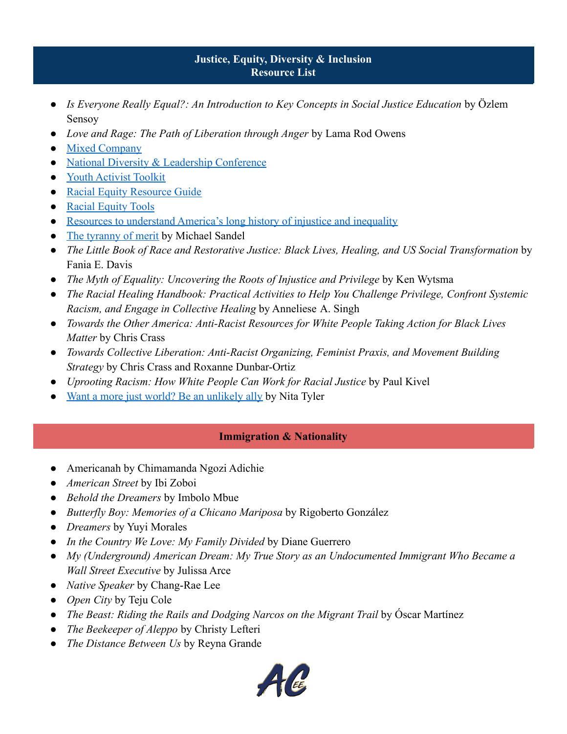## Justice, Equity, Diversity & Inclusion
## Resource List

- *Is Everyone Really Equal?: An Introduction to Key Concepts in Social Justice Education* by Özlem Sensoy
- *Love and Rage: The Path of Liberation through Anger* by Lama Rod Owens
- Mixed Company
- National Diversity & Leadership Conference
- Youth Activist Toolkit
- Racial Equity Resource Guide
- Racial Equity Tools
- Resources to understand America's long history of injustice and inequality
- The tyranny of merit by Michael Sandel
- *The Little Book of Race and Restorative Justice: Black Lives, Healing, and US Social Transformation* by Fania E. Davis
- *The Myth of Equality: Uncovering the Roots of Injustice and Privilege* by Ken Wytsma
- *The Racial Healing Handbook: Practical Activities to Help You Challenge Privilege, Confront Systemic Racism, and Engage in Collective Healing* by Anneliese A. Singh
- *Towards the Other America: Anti-Racist Resources for White People Taking Action for Black Lives Matter* by Chris Crass
- *Towards Collective Liberation: Anti-Racist Organizing, Feminist Praxis, and Movement Building Strategy* by Chris Crass and Roxanne Dunbar-Ortiz
- *Uprooting Racism: How White People Can Work for Racial Justice* by Paul Kivel
- Want a more just world? Be an unlikely ally by Nita Tyler

## Immigration & Nationality

- Americanah by Chimamanda Ngozi Adichie
- *American Street* by Ibi Zoboi
- *Behold the Dreamers* by Imbolo Mbue
- *Butterfly Boy: Memories of a Chicano Mariposa* by Rigoberto González
- *Dreamers* by Yuyi Morales
- *In the Country We Love: My Family Divided* by Diane Guerrero
- *My (Underground) American Dream: My True Story as an Undocumented Immigrant Who Became a Wall Street Executive* by Julissa Arce
- *Native Speaker* by Chang-Rae Lee
- *Open City* by Teju Cole
- *The Beast: Riding the Rails and Dodging Narcos on the Migrant Trail* by Óscar Martínez
- *The Beekeeper of Aleppo* by Christy Lefteri
- *The Distance Between Us* by Reyna Grande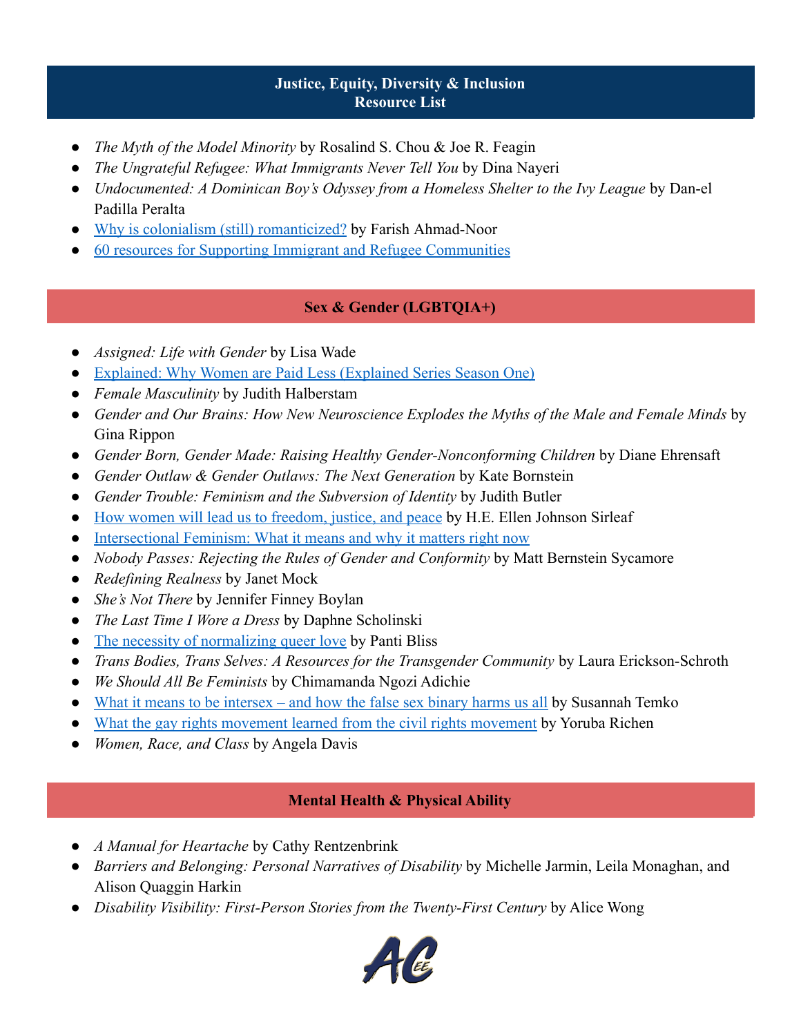## Justice, Equity, Diversity & Inclusion
## Resource List

- *The Myth of the Model Minority* by Rosalind S. Chou & Joe R. Feagin
- *The Ungrateful Refugee: What Immigrants Never Tell You* by Dina Nayeri
- *Undocumented: A Dominican Boy's Odyssey from a Homeless Shelter to the Ivy League* by Dan-el Padilla Peralta
- Why is colonialism (still) romanticized? by Farish Ahmad-Noor
- 60 resources for Supporting Immigrant and Refugee Communities

## Sex & Gender (LGBTQIA+)

- *Assigned: Life with Gender* by Lisa Wade
- Explained: Why Women are Paid Less (Explained Series Season One)
- *Female Masculinity* by Judith Halberstam
- *Gender and Our Brains: How New Neuroscience Explodes the Myths of the Male and Female Minds* by Gina Rippon
- *Gender Born, Gender Made: Raising Healthy Gender-Nonconforming Children* by Diane Ehrensaft
- *Gender Outlaw & Gender Outlaws: The Next Generation* by Kate Bornstein
- *Gender Trouble: Feminism and the Subversion of Identity* by Judith Butler
- How women will lead us to freedom, justice, and peace by H.E. Ellen Johnson Sirleaf
- Intersectional Feminism: What it means and why it matters right now
- *Nobody Passes: Rejecting the Rules of Gender and Conformity* by Matt Bernstein Sycamore
- *Redefining Realness* by Janet Mock
- *She's Not There* by Jennifer Finney Boylan
- *The Last Time I Wore a Dress* by Daphne Scholinski
- The necessity of normalizing queer love by Panti Bliss
- *Trans Bodies, Trans Selves: A Resources for the Transgender Community* by Laura Erickson-Schroth
- *We Should All Be Feminists* by Chimamanda Ngozi Adichie
- What it means to be intersex – and how the false sex binary harms us all by Susannah Temko
- What the gay rights movement learned from the civil rights movement by Yoruba Richen
- *Women, Race, and Class* by Angela Davis

## Mental Health & Physical Ability

- *A Manual for Heartache* by Cathy Rentzenbrink
- *Barriers and Belonging: Personal Narratives of Disability* by Michelle Jarmin, Leila Monaghan, and Alison Quaggin Harkin
- *Disability Visibility: First-Person Stories from the Twenty-First Century* by Alice Wong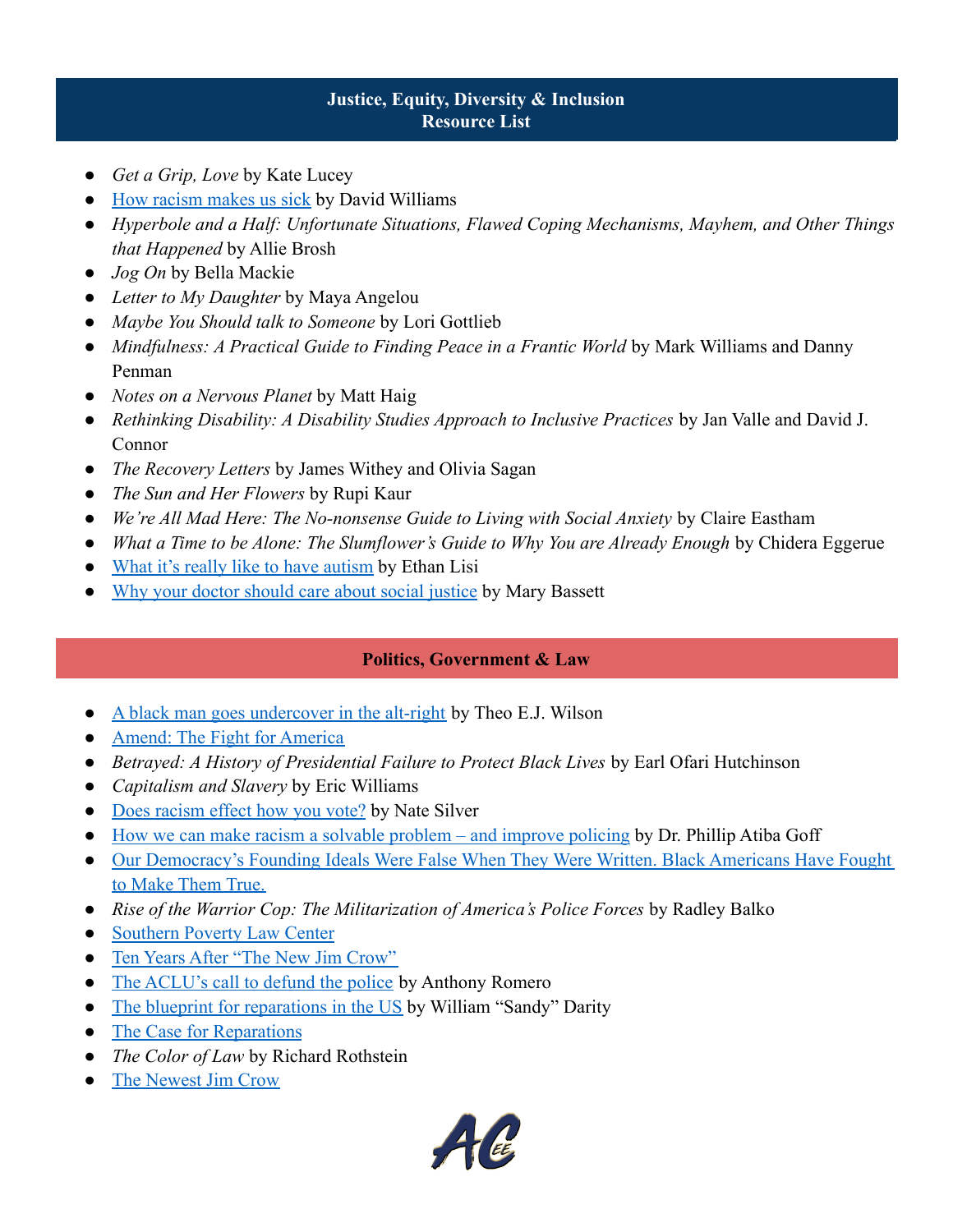## Justice, Equity, Diversity & Inclusion Resource List

- *Get a Grip, Love* by Kate Lucey
- How racism makes us sick by David Williams
- *Hyperbole and a Half: Unfortunate Situations, Flawed Coping Mechanisms, Mayhem, and Other Things that Happened* by Allie Brosh
- *Jog On* by Bella Mackie
- *Letter to My Daughter* by Maya Angelou
- *Maybe You Should talk to Someone* by Lori Gottlieb
- *Mindfulness: A Practical Guide to Finding Peace in a Frantic World* by Mark Williams and Danny Penman
- *Notes on a Nervous Planet* by Matt Haig
- *Rethinking Disability: A Disability Studies Approach to Inclusive Practices* by Jan Valle and David J. Connor
- *The Recovery Letters* by James Withey and Olivia Sagan
- *The Sun and Her Flowers* by Rupi Kaur
- *We're All Mad Here: The No-nonsense Guide to Living with Social Anxiety* by Claire Eastham
- *What a Time to be Alone: The Slumflower's Guide to Why You are Already Enough* by Chidera Eggerue
- What it's really like to have autism by Ethan Lisi
- Why your doctor should care about social justice by Mary Bassett

## Politics, Government & Law

- A black man goes undercover in the alt-right by Theo E.J. Wilson
- Amend: The Fight for America
- *Betrayed: A History of Presidential Failure to Protect Black Lives* by Earl Ofari Hutchinson
- *Capitalism and Slavery* by Eric Williams
- Does racism effect how you vote? by Nate Silver
- How we can make racism a solvable problem – and improve policing by Dr. Phillip Atiba Goff
- Our Democracy's Founding Ideals Were False When They Were Written. Black Americans Have Fought to Make Them True.
- *Rise of the Warrior Cop: The Militarization of America's Police Forces* by Radley Balko
- Southern Poverty Law Center
- Ten Years After "The New Jim Crow"
- The ACLU's call to defund the police by Anthony Romero
- The blueprint for reparations in the US by William "Sandy" Darity
- The Case for Reparations
- *The Color of Law* by Richard Rothstein
- The Newest Jim Crow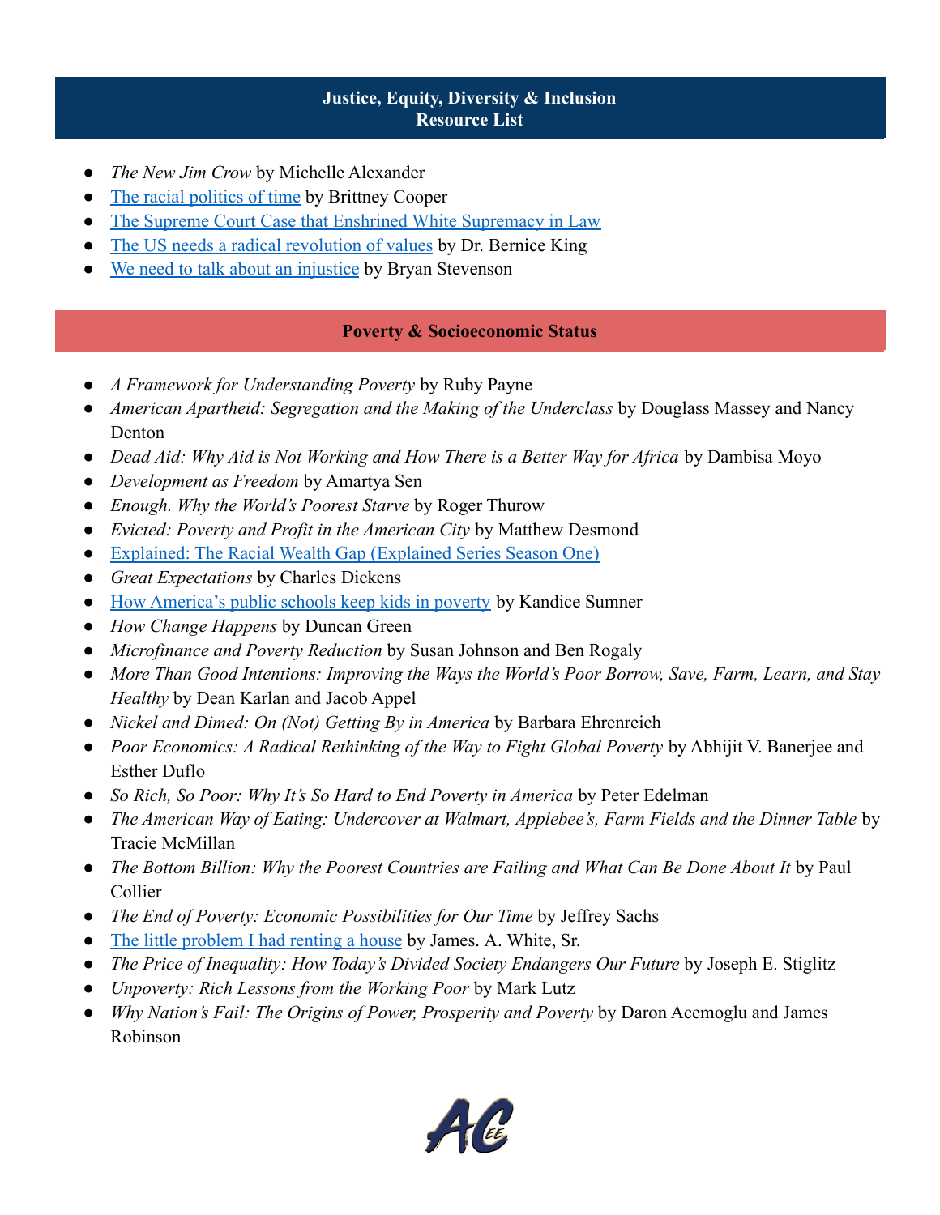## Justice, Equity, Diversity & Inclusion
## Resource List

- *The New Jim Crow* by Michelle Alexander
- The racial politics of time by Brittney Cooper
- The Supreme Court Case that Enshrined White Supremacy in Law
- The US needs a radical revolution of values by Dr. Bernice King
- We need to talk about an injustice by Bryan Stevenson

## Poverty & Socioeconomic Status

- *A Framework for Understanding Poverty* by Ruby Payne
- *American Apartheid: Segregation and the Making of the Underclass* by Douglass Massey and Nancy Denton
- *Dead Aid: Why Aid is Not Working and How There is a Better Way for Africa* by Dambisa Moyo
- *Development as Freedom* by Amartya Sen
- *Enough. Why the World's Poorest Starve* by Roger Thurow
- *Evicted: Poverty and Profit in the American City* by Matthew Desmond
- Explained: The Racial Wealth Gap (Explained Series Season One)
- *Great Expectations* by Charles Dickens
- How America's public schools keep kids in poverty by Kandice Sumner
- *How Change Happens* by Duncan Green
- *Microfinance and Poverty Reduction* by Susan Johnson and Ben Rogaly
- *More Than Good Intentions: Improving the Ways the World's Poor Borrow, Save, Farm, Learn, and Stay Healthy* by Dean Karlan and Jacob Appel
- *Nickel and Dimed: On (Not) Getting By in America* by Barbara Ehrenreich
- *Poor Economics: A Radical Rethinking of the Way to Fight Global Poverty* by Abhijit V. Banerjee and Esther Duflo
- *So Rich, So Poor: Why It's So Hard to End Poverty in America* by Peter Edelman
- *The American Way of Eating: Undercover at Walmart, Applebee's, Farm Fields and the Dinner Table* by Tracie McMillan
- *The Bottom Billion: Why the Poorest Countries are Failing and What Can Be Done About It* by Paul Collier
- *The End of Poverty: Economic Possibilities for Our Time* by Jeffrey Sachs
- The little problem I had renting a house by James. A. White, Sr.
- *The Price of Inequality: How Today's Divided Society Endangers Our Future* by Joseph E. Stiglitz
- *Unpoverty: Rich Lessons from the Working Poor* by Mark Lutz
- *Why Nation's Fail: The Origins of Power, Prosperity and Poverty* by Daron Acemoglu and James Robinson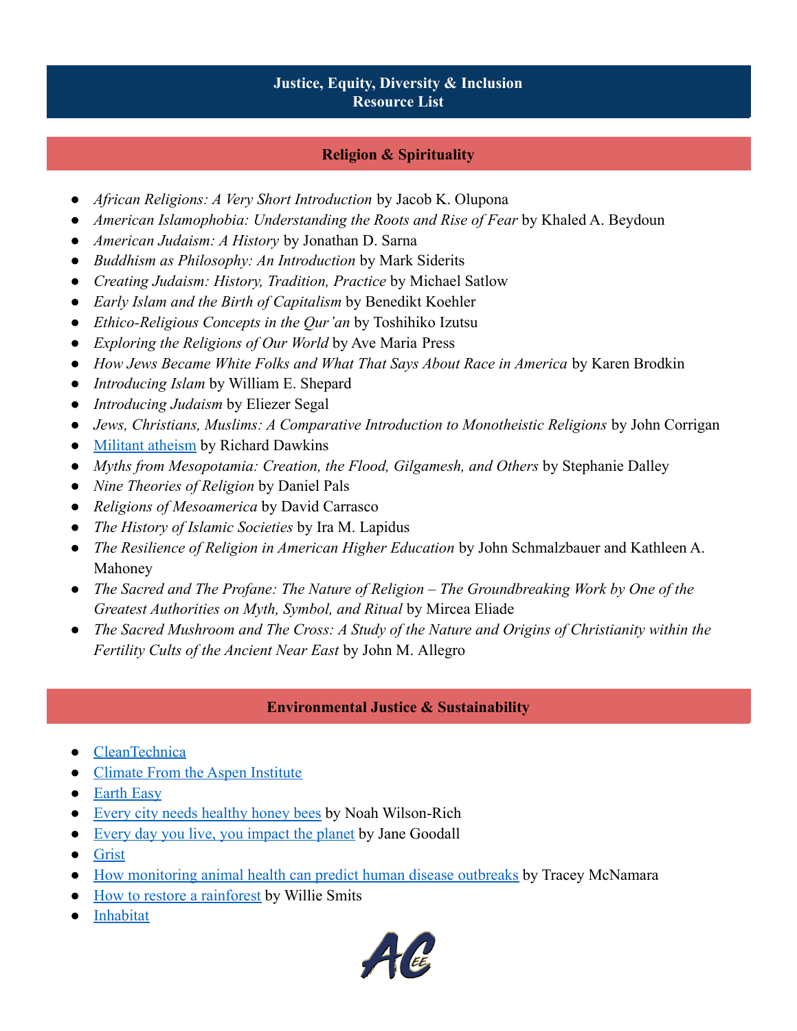# Justice, Equity, Diversity & Inclusion
# Resource List

## Religion & Spirituality

- *African Religions: A Very Short Introduction* by Jacob K. Olupona
- *American Islamophobia: Understanding the Roots and Rise of Fear* by Khaled A. Beydoun
- *American Judaism: A History* by Jonathan D. Sarna
- *Buddhism as Philosophy: An Introduction* by Mark Siderits
- *Creating Judaism: History, Tradition, Practice* by Michael Satlow
- *Early Islam and the Birth of Capitalism* by Benedikt Koehler
- *Ethico-Religious Concepts in the Qur'an* by Toshihiko Izutsu
- *Exploring the Religions of Our World* by Ave Maria Press
- *How Jews Became White Folks and What That Says About Race in America* by Karen Brodkin
- *Introducing Islam* by William E. Shepard
- *Introducing Judaism* by Eliezer Segal
- *Jews, Christians, Muslims: A Comparative Introduction to Monotheistic Religions* by John Corrigan
- Militant atheism by Richard Dawkins
- *Myths from Mesopotamia: Creation, the Flood, Gilgamesh, and Others* by Stephanie Dalley
- *Nine Theories of Religion* by Daniel Pals
- *Religions of Mesoamerica* by David Carrasco
- *The History of Islamic Societies* by Ira M. Lapidus
- *The Resilience of Religion in American Higher Education* by John Schmalzbauer and Kathleen A. Mahoney
- *The Sacred and The Profane: The Nature of Religion – The Groundbreaking Work by One of the Greatest Authorities on Myth, Symbol, and Ritual* by Mircea Eliade
- *The Sacred Mushroom and The Cross: A Study of the Nature and Origins of Christianity within the Fertility Cults of the Ancient Near East* by John M. Allegro

## Environmental Justice & Sustainability

- CleanTechnica
- Climate From the Aspen Institute
- Earth Easy
- Every city needs healthy honey bees by Noah Wilson-Rich
- Every day you live, you impact the planet by Jane Goodall
- Grist
- How monitoring animal health can predict human disease outbreaks by Tracey McNamara
- How to restore a rainforest by Willie Smits
- Inhabitat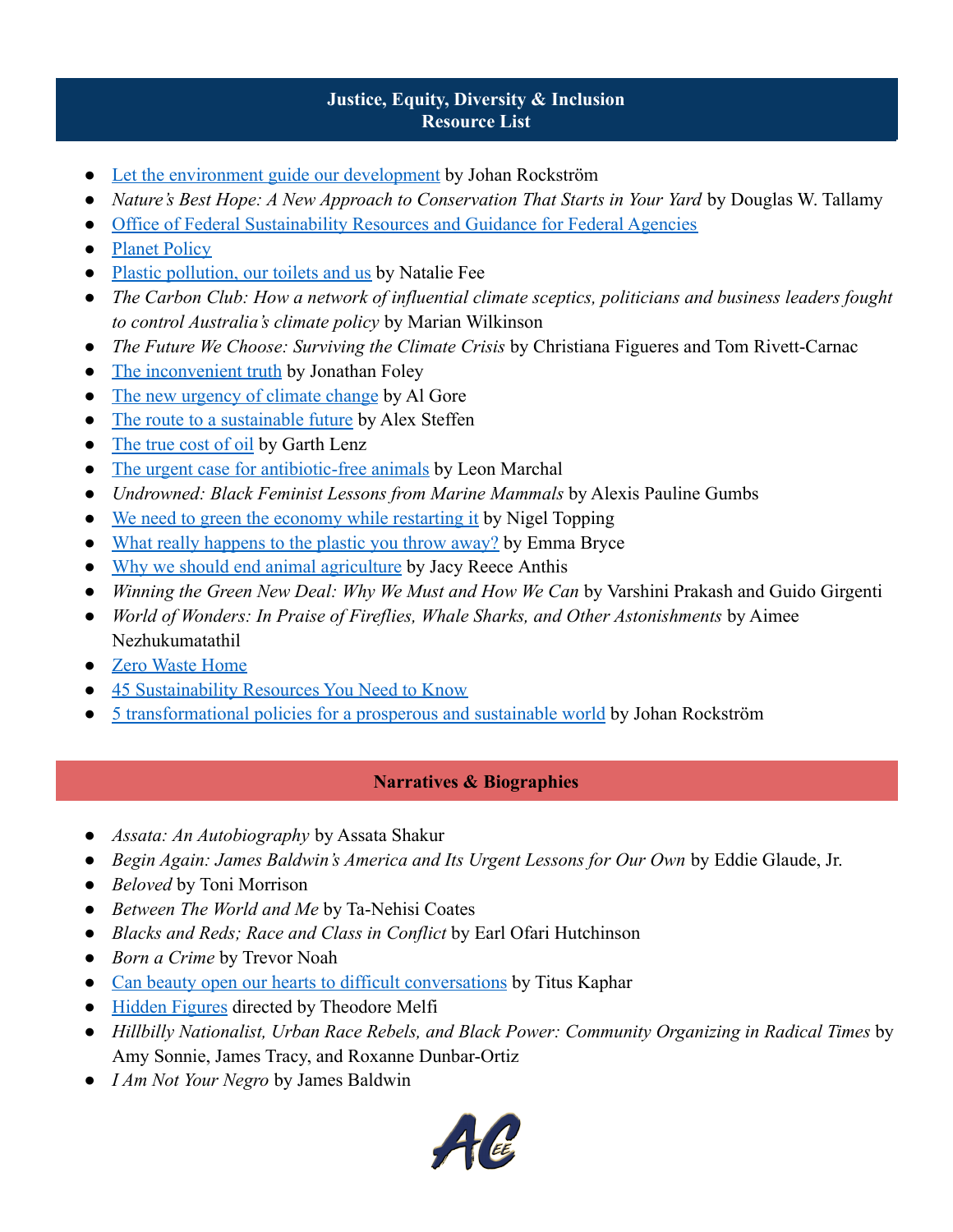## Justice, Equity, Diversity & Inclusion
## Resource List

- Let the environment guide our development by Johan Rockström
- *Nature's Best Hope: A New Approach to Conservation That Starts in Your Yard* by Douglas W. Tallamy
- Office of Federal Sustainability Resources and Guidance for Federal Agencies
- Planet Policy
- Plastic pollution, our toilets and us by Natalie Fee
- *The Carbon Club: How a network of influential climate sceptics, politicians and business leaders fought to control Australia's climate policy* by Marian Wilkinson
- *The Future We Choose: Surviving the Climate Crisis* by Christiana Figueres and Tom Rivett-Carnac
- The inconvenient truth by Jonathan Foley
- The new urgency of climate change by Al Gore
- The route to a sustainable future by Alex Steffen
- The true cost of oil by Garth Lenz
- The urgent case for antibiotic-free animals by Leon Marchal
- *Undrowned: Black Feminist Lessons from Marine Mammals* by Alexis Pauline Gumbs
- We need to green the economy while restarting it by Nigel Topping
- What really happens to the plastic you throw away? by Emma Bryce
- Why we should end animal agriculture by Jacy Reece Anthis
- *Winning the Green New Deal: Why We Must and How We Can* by Varshini Prakash and Guido Girgenti
- *World of Wonders: In Praise of Fireflies, Whale Sharks, and Other Astonishments* by Aimee Nezhukumatathil
- Zero Waste Home
- 45 Sustainability Resources You Need to Know
- 5 transformational policies for a prosperous and sustainable world by Johan Rockström

## Narratives & Biographies

- *Assata: An Autobiography* by Assata Shakur
- *Begin Again: James Baldwin's America and Its Urgent Lessons for Our Own* by Eddie Glaude, Jr.
- *Beloved* by Toni Morrison
- *Between The World and Me* by Ta-Nehisi Coates
- *Blacks and Reds; Race and Class in Conflict* by Earl Ofari Hutchinson
- *Born a Crime* by Trevor Noah
- Can beauty open our hearts to difficult conversations by Titus Kaphar
- Hidden Figures directed by Theodore Melfi
- *Hillbilly Nationalist, Urban Race Rebels, and Black Power: Community Organizing in Radical Times* by Amy Sonnie, James Tracy, and Roxanne Dunbar-Ortiz
- *I Am Not Your Negro* by James Baldwin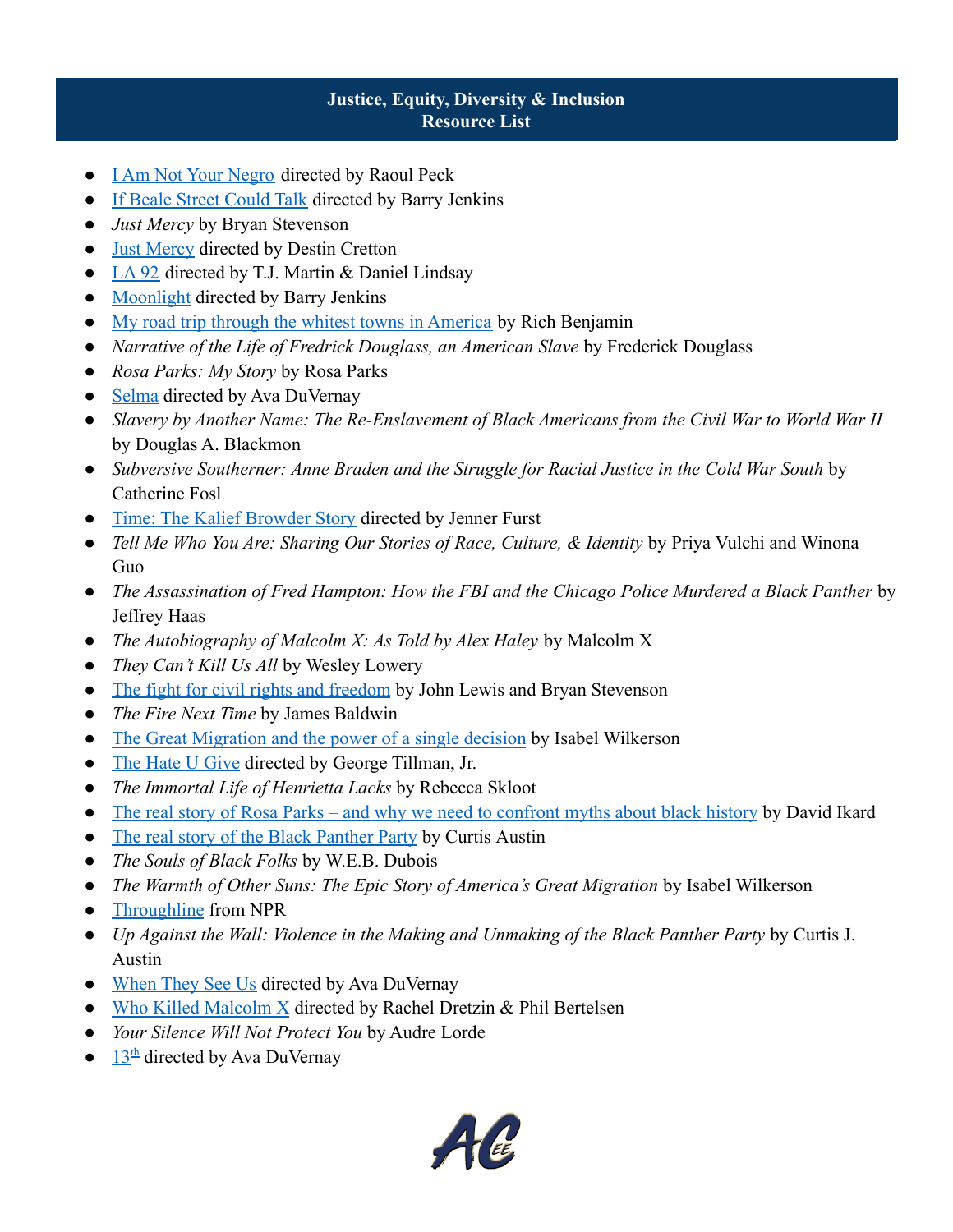## Justice, Equity, Diversity & Inclusion Resource List

- I Am Not Your Negro directed by Raoul Peck
- If Beale Street Could Talk directed by Barry Jenkins
- *Just Mercy* by Bryan Stevenson
- Just Mercy directed by Destin Cretton
- LA 92 directed by T.J. Martin & Daniel Lindsay
- Moonlight directed by Barry Jenkins
- My road trip through the whitest towns in America by Rich Benjamin
- *Narrative of the Life of Fredrick Douglass, an American Slave* by Frederick Douglass
- *Rosa Parks: My Story* by Rosa Parks
- Selma directed by Ava DuVernay
- *Slavery by Another Name: The Re-Enslavement of Black Americans from the Civil War to World War II* by Douglas A. Blackmon
- *Subversive Southerner: Anne Braden and the Struggle for Racial Justice in the Cold War South* by Catherine Fosl
- Time: The Kalief Browder Story directed by Jenner Furst
- *Tell Me Who You Are: Sharing Our Stories of Race, Culture, & Identity* by Priya Vulchi and Winona Guo
- *The Assassination of Fred Hampton: How the FBI and the Chicago Police Murdered a Black Panther* by Jeffrey Haas
- *The Autobiography of Malcolm X: As Told by Alex Haley* by Malcolm X
- *They Can't Kill Us All* by Wesley Lowery
- The fight for civil rights and freedom by John Lewis and Bryan Stevenson
- *The Fire Next Time* by James Baldwin
- The Great Migration and the power of a single decision by Isabel Wilkerson
- The Hate U Give directed by George Tillman, Jr.
- *The Immortal Life of Henrietta Lacks* by Rebecca Skloot
- The real story of Rosa Parks – and why we need to confront myths about black history by David Ikard
- The real story of the Black Panther Party by Curtis Austin
- *The Souls of Black Folks* by W.E.B. Dubois
- *The Warmth of Other Suns: The Epic Story of America's Great Migration* by Isabel Wilkerson
- Throughline from NPR
- *Up Against the Wall: Violence in the Making and Unmaking of the Black Panther Party* by Curtis J. Austin
- When They See Us directed by Ava DuVernay
- Who Killed Malcolm X directed by Rachel Dretzin & Phil Bertelsen
- *Your Silence Will Not Protect You* by Audre Lorde
- 13th directed by Ava DuVernay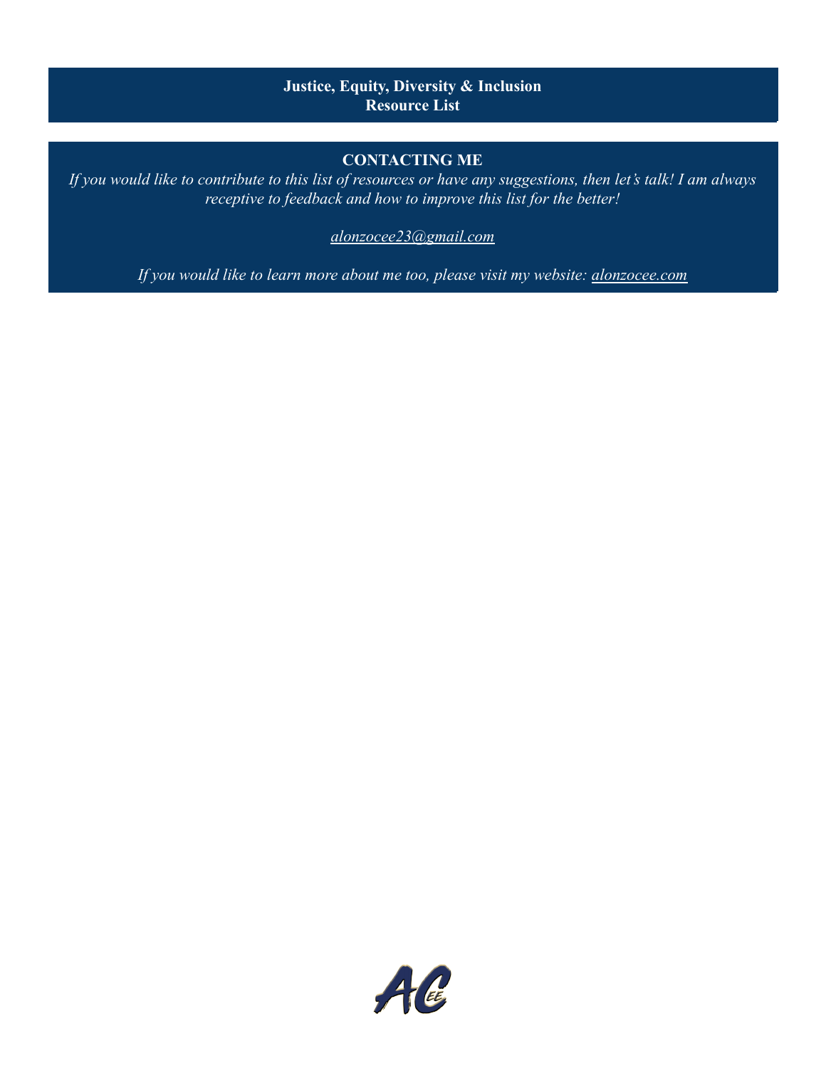**Justice, Equity, Diversity & Inclusion**
**Resource List**

## CONTACTING ME

*If you would like to contribute to this list of resources or have any suggestions, then let's talk! I am always receptive to feedback and how to improve this list for the better!*

*alonzocee23@gmail.com*

*If you would like to learn more about me too, please visit my website: alonzocee.com*